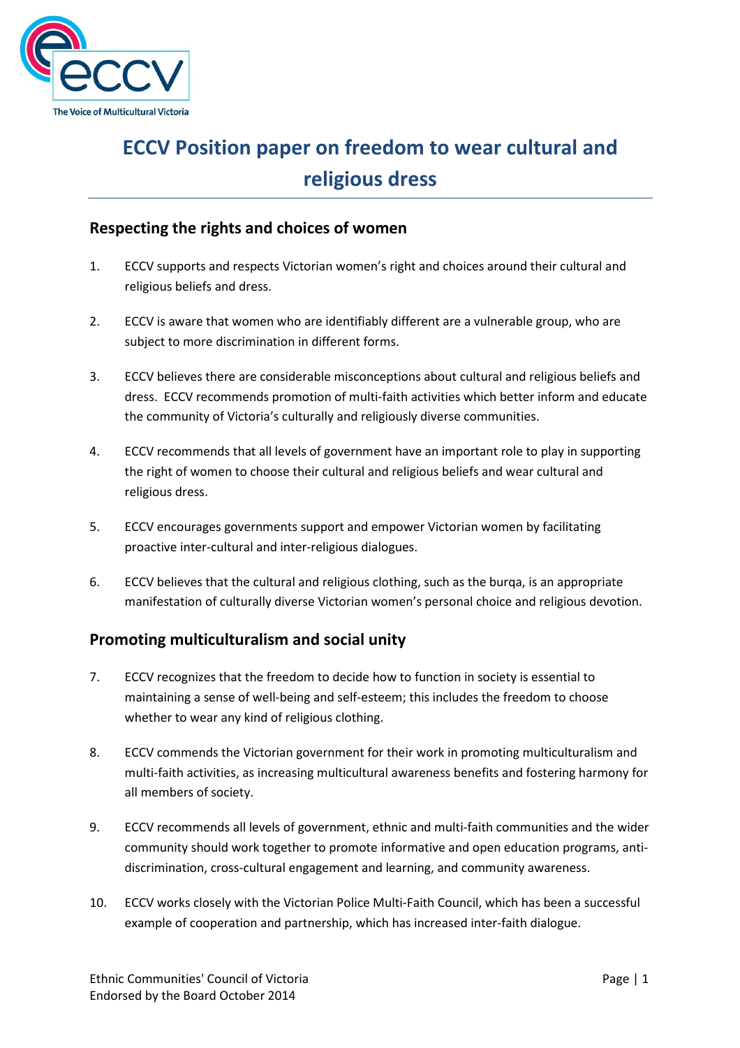# ECCV Position paper on freedom to wear cultural and religious dress

## Respecting the rights and choices of women

1. ECCV supports and respects Victorian women's right and choices around their cultural and religious beliefs and dress.

2. ECCV is aware that women who are identifiably different are a vulnerable group, who are subject to more discrimination in different forms.

3. ECCV believes there are considerable misconceptions about cultural and religious beliefs and dress. ECCV recommends promotion of multi-faith activities which better inform and educate the community of Victoria's culturally and religiously diverse communities.

4. ECCV recommends that all levels of government have an important role to play in supporting the right of women to choose their cultural and religious beliefs and wear cultural and religious dress.

5. ECCV encourages governments support and empower Victorian women by facilitating proactive inter-cultural and inter-religious dialogues.

6. ECCV believes that the cultural and religious clothing, such as the burqa, is an appropriate manifestation of culturally diverse Victorian women's personal choice and religious devotion.

## Promoting multiculturalism and social unity

7. ECCV recognizes that the freedom to decide how to function in society is essential to maintaining a sense of well-being and self-esteem; this includes the freedom to choose whether to wear any kind of religious clothing.

8. ECCV commends the Victorian government for their work in promoting multiculturalism and multi-faith activities, as increasing multicultural awareness benefits and fostering harmony for all members of society.

9. ECCV recommends all levels of government, ethnic and multi-faith communities and the wider community should work together to promote informative and open education programs, anti-discrimination, cross-cultural engagement and learning, and community awareness.

10. ECCV works closely with the Victorian Police Multi-Faith Council, which has been a successful example of cooperation and partnership, which has increased inter-faith dialogue.

Ethnic Communities' Council of Victoria
Endorsed by the Board October 2014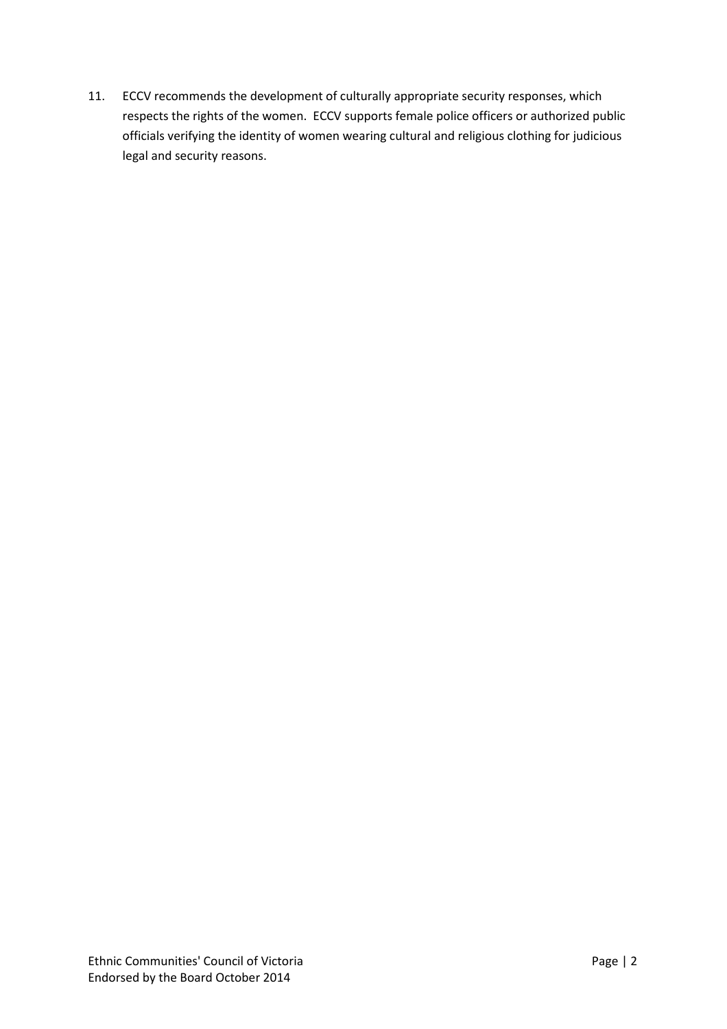11. ECCV recommends the development of culturally appropriate security responses, which respects the rights of the women. ECCV supports female police officers or authorized public officials verifying the identity of women wearing cultural and religious clothing for judicious legal and security reasons.